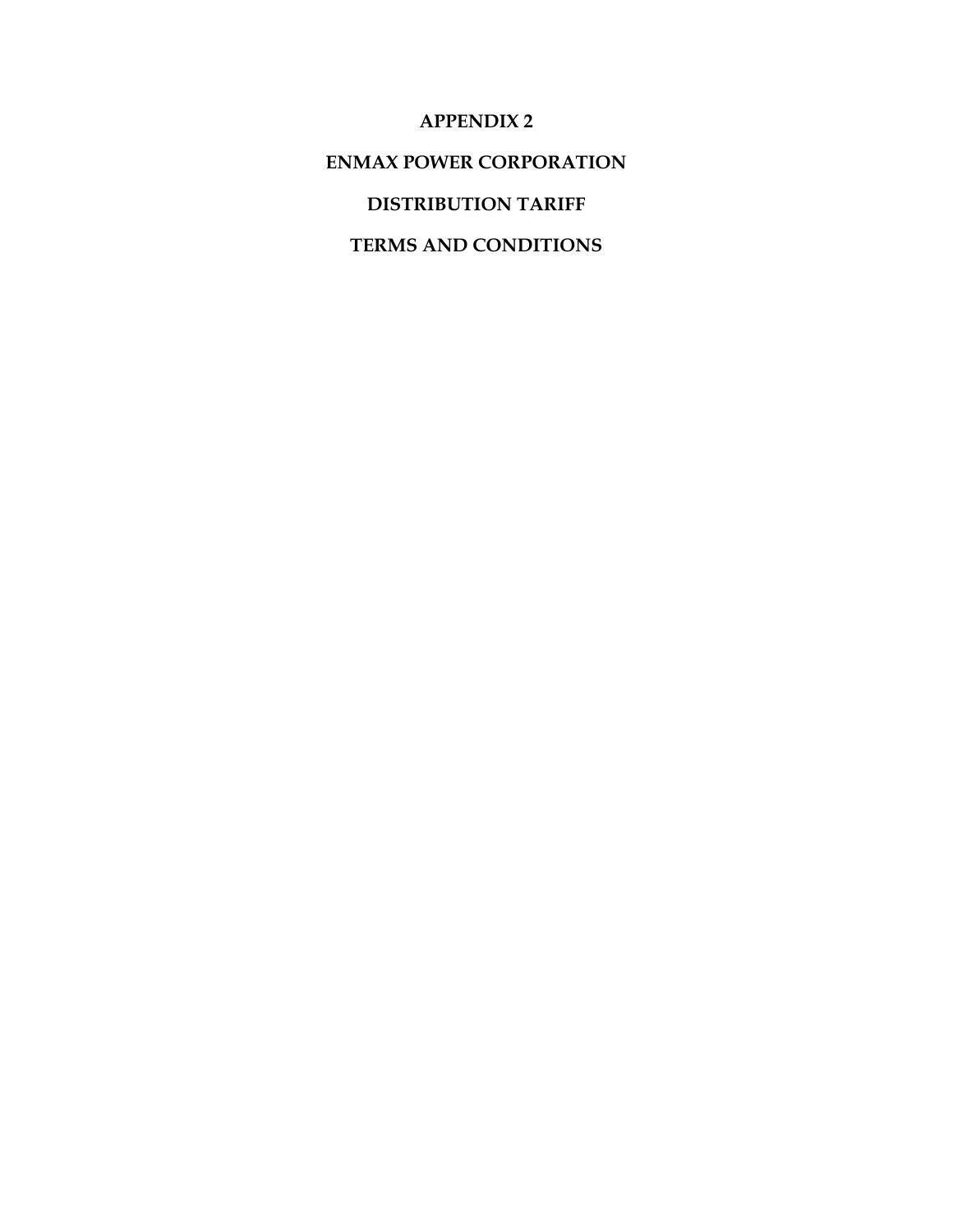# APPENDIX 2

# ENMAX POWER CORPORATION

# DISTRIBUTION TARIFF

# TERMS AND CONDITIONS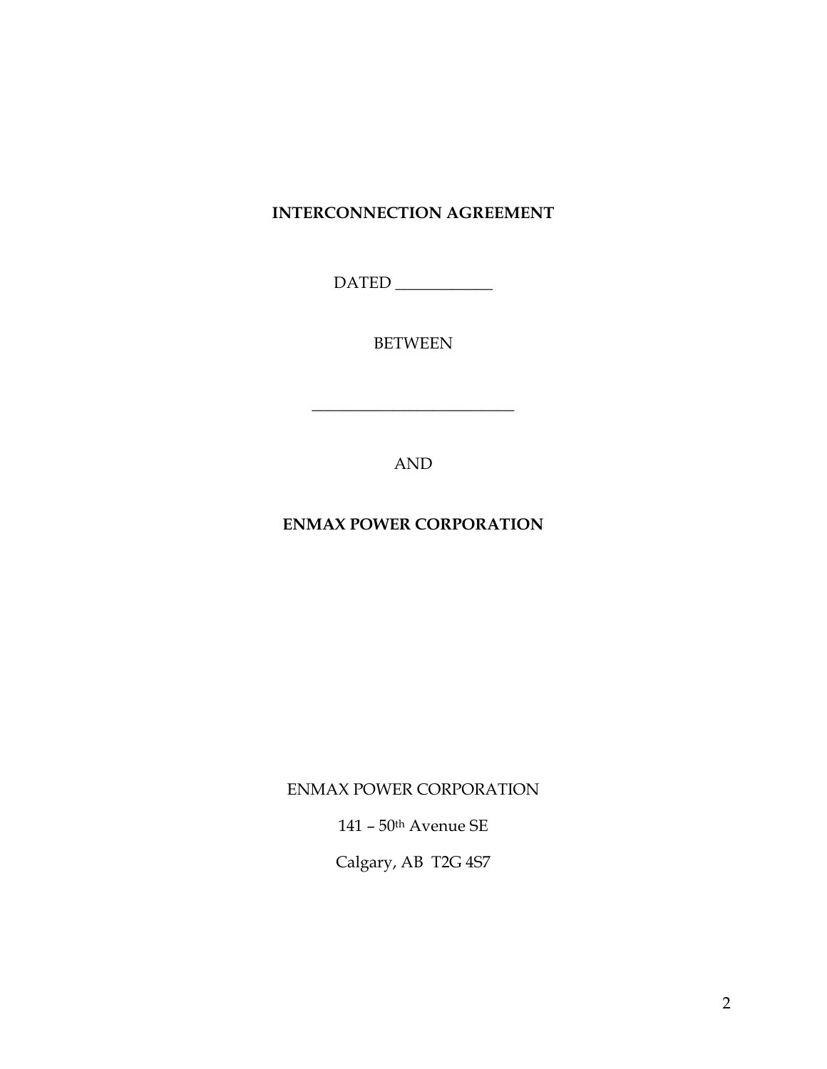**INTERCONNECTION AGREEMENT**

DATED ____________

BETWEEN

__________________________

AND

**ENMAX POWER CORPORATION**

ENMAX POWER CORPORATION

141 – 50th Avenue SE

Calgary, AB T2G 4S7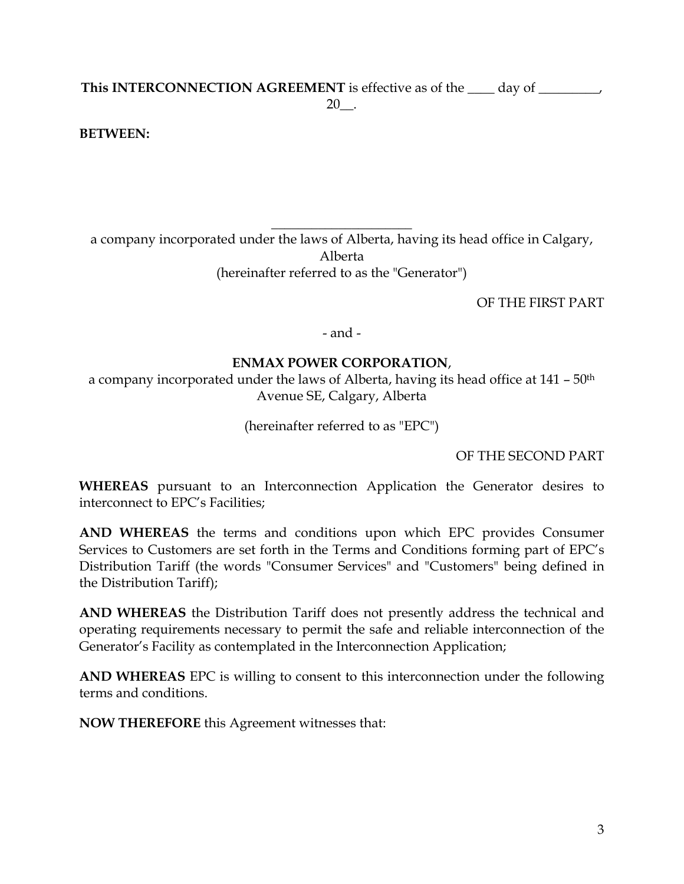**This INTERCONNECTION AGREEMENT** is effective as of the ____ day of _________, 20__.

**BETWEEN:**

_____________________

a company incorporated under the laws of Alberta, having its head office in Calgary, Alberta
(hereinafter referred to as the "Generator")

OF THE FIRST PART

\- and -

**ENMAX POWER CORPORATION**,
a company incorporated under the laws of Alberta, having its head office at 141 – 50th Avenue SE, Calgary, Alberta

(hereinafter referred to as "EPC")

OF THE SECOND PART

**WHEREAS** pursuant to an Interconnection Application the Generator desires to interconnect to EPC's Facilities;

**AND WHEREAS** the terms and conditions upon which EPC provides Consumer Services to Customers are set forth in the Terms and Conditions forming part of EPC's Distribution Tariff (the words "Consumer Services" and "Customers" being defined in the Distribution Tariff);

**AND WHEREAS** the Distribution Tariff does not presently address the technical and operating requirements necessary to permit the safe and reliable interconnection of the Generator's Facility as contemplated in the Interconnection Application;

**AND WHEREAS** EPC is willing to consent to this interconnection under the following terms and conditions.

**NOW THEREFORE** this Agreement witnesses that: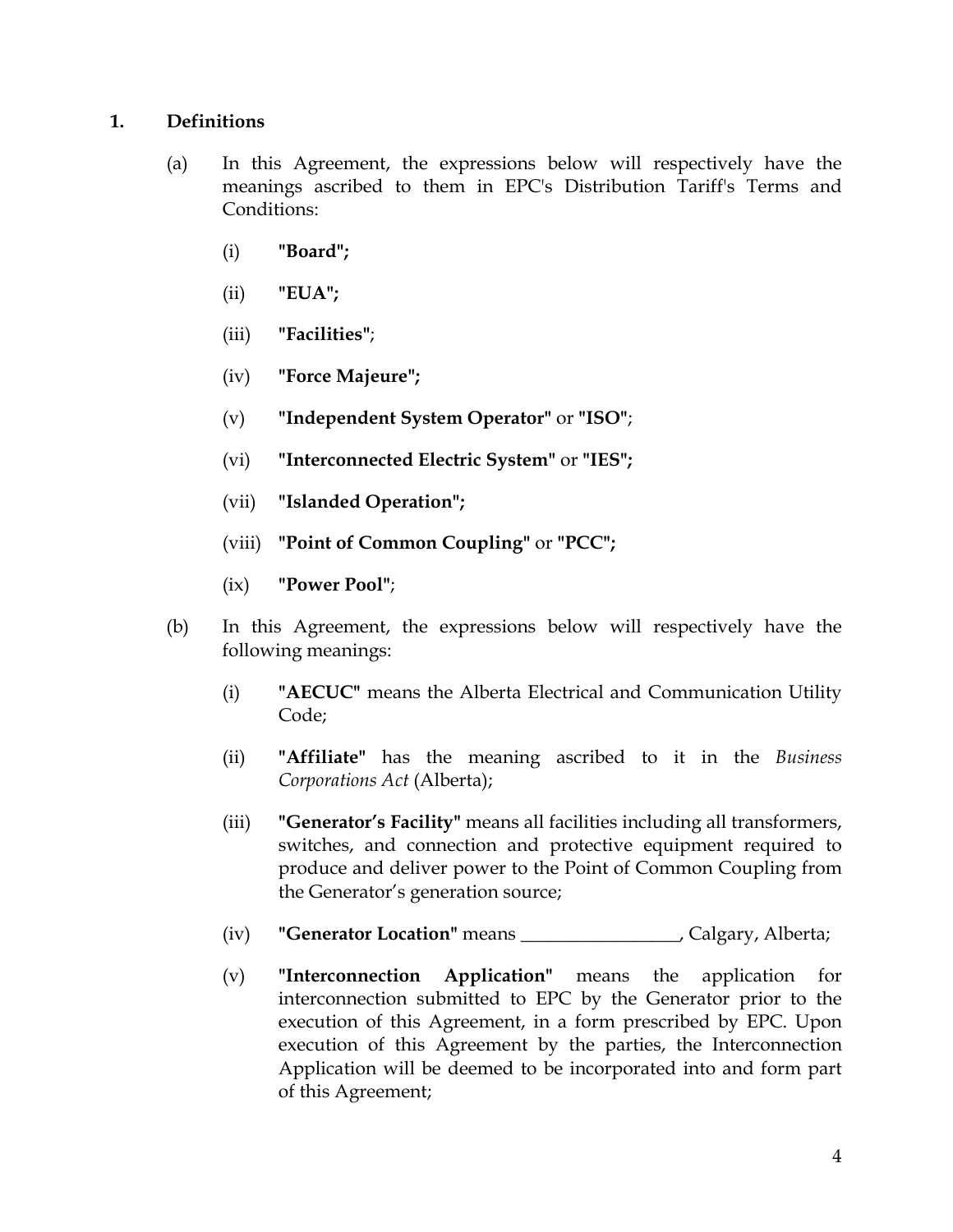## 1. Definitions

(a) In this Agreement, the expressions below will respectively have the meanings ascribed to them in EPC's Distribution Tariff's Terms and Conditions:

(i) **"Board";**

(ii) **"EUA";**

(iii) **"Facilities"**;

(iv) **"Force Majeure";**

(v) **"Independent System Operator"** or **"ISO"**;

(vi) **"Interconnected Electric System"** or **"IES";**

(vii) **"Islanded Operation";**

(viii) **"Point of Common Coupling"** or **"PCC";**

(ix) **"Power Pool"**;

(b) In this Agreement, the expressions below will respectively have the following meanings:

(i) **"AECUC"** means the Alberta Electrical and Communication Utility Code;

(ii) **"Affiliate"** has the meaning ascribed to it in the *Business Corporations Act* (Alberta);

(iii) **"Generator's Facility"** means all facilities including all transformers, switches, and connection and protective equipment required to produce and deliver power to the Point of Common Coupling from the Generator's generation source;

(iv) **"Generator Location"** means _________________, Calgary, Alberta;

(v) **"Interconnection Application"** means the application for interconnection submitted to EPC by the Generator prior to the execution of this Agreement, in a form prescribed by EPC. Upon execution of this Agreement by the parties, the Interconnection Application will be deemed to be incorporated into and form part of this Agreement;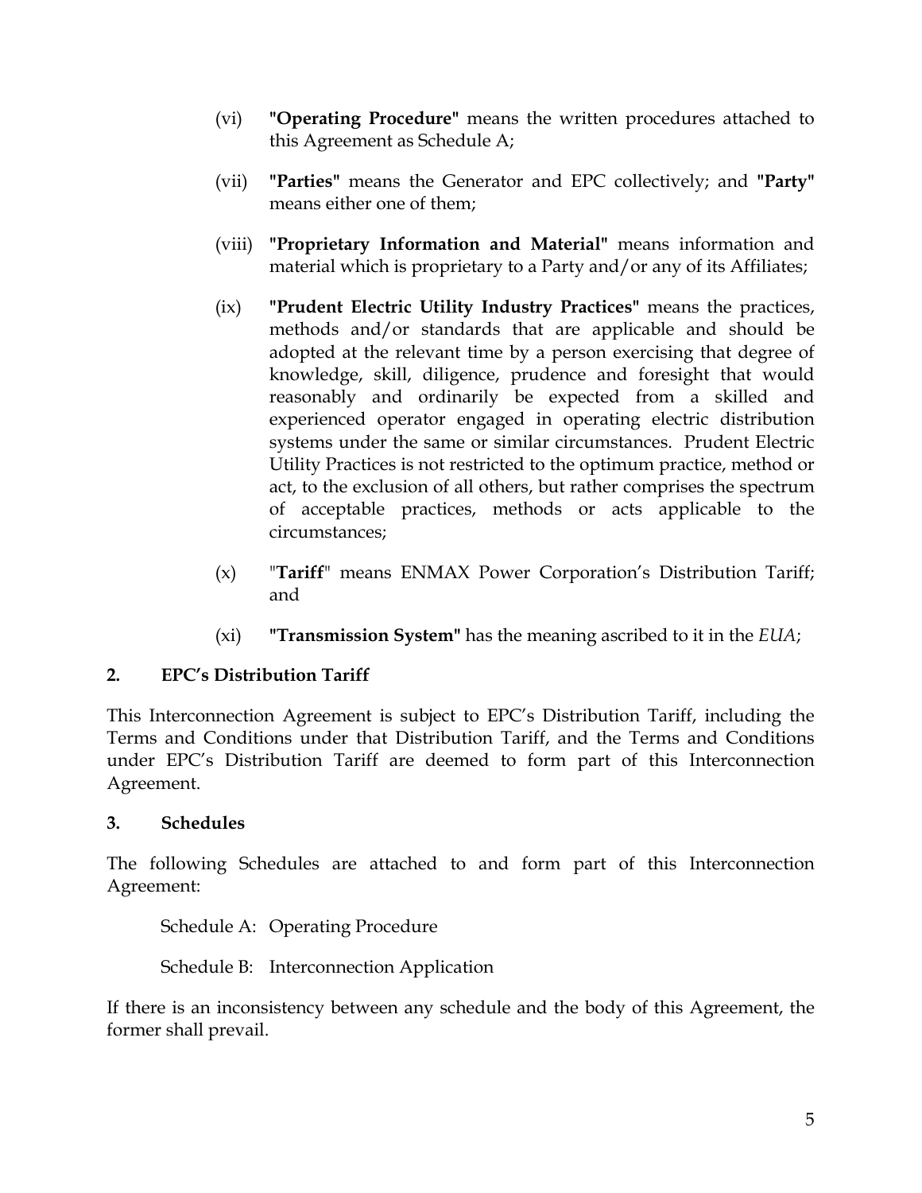(vi) **"Operating Procedure"** means the written procedures attached to this Agreement as Schedule A;

(vii) **"Parties"** means the Generator and EPC collectively; and **"Party"** means either one of them;

(viii) **"Proprietary Information and Material"** means information and material which is proprietary to a Party and/or any of its Affiliates;

(ix) **"Prudent Electric Utility Industry Practices"** means the practices, methods and/or standards that are applicable and should be adopted at the relevant time by a person exercising that degree of knowledge, skill, diligence, prudence and foresight that would reasonably and ordinarily be expected from a skilled and experienced operator engaged in operating electric distribution systems under the same or similar circumstances. Prudent Electric Utility Practices is not restricted to the optimum practice, method or act, to the exclusion of all others, but rather comprises the spectrum of acceptable practices, methods or acts applicable to the circumstances;

(x) "**Tariff**" means ENMAX Power Corporation's Distribution Tariff; and

(xi) **"Transmission System"** has the meaning ascribed to it in the *EUA*;

## 2. EPC's Distribution Tariff

This Interconnection Agreement is subject to EPC's Distribution Tariff, including the Terms and Conditions under that Distribution Tariff, and the Terms and Conditions under EPC's Distribution Tariff are deemed to form part of this Interconnection Agreement.

## 3. Schedules

The following Schedules are attached to and form part of this Interconnection Agreement:

Schedule A: Operating Procedure

Schedule B: Interconnection Application

If there is an inconsistency between any schedule and the body of this Agreement, the former shall prevail.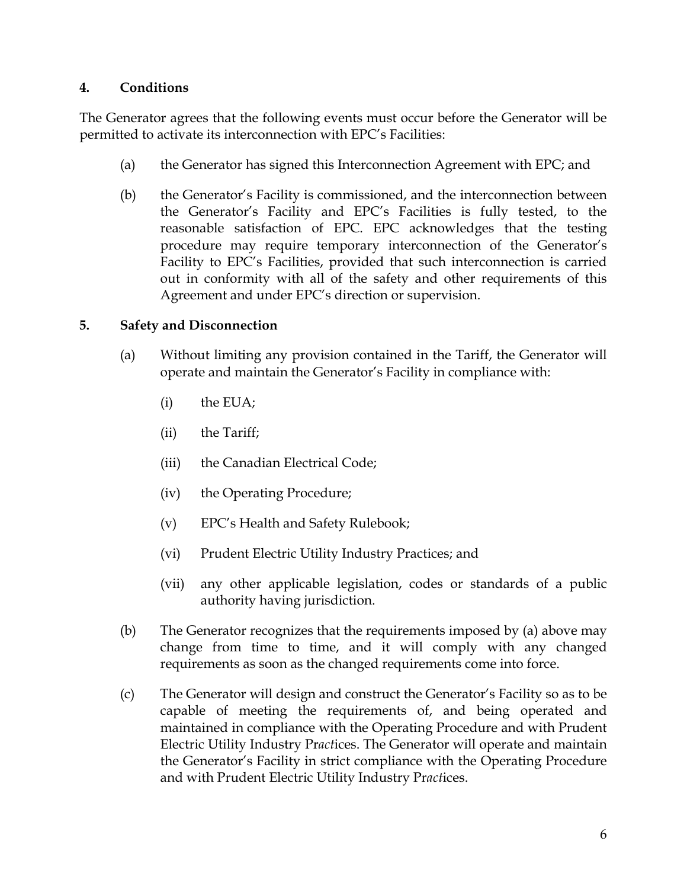## 4. Conditions

The Generator agrees that the following events must occur before the Generator will be permitted to activate its interconnection with EPC's Facilities:

(a) the Generator has signed this Interconnection Agreement with EPC; and

(b) the Generator's Facility is commissioned, and the interconnection between the Generator's Facility and EPC's Facilities is fully tested, to the reasonable satisfaction of EPC. EPC acknowledges that the testing procedure may require temporary interconnection of the Generator's Facility to EPC's Facilities, provided that such interconnection is carried out in conformity with all of the safety and other requirements of this Agreement and under EPC's direction or supervision.

## 5. Safety and Disconnection

(a) Without limiting any provision contained in the Tariff, the Generator will operate and maintain the Generator's Facility in compliance with:

(i) the EUA;

(ii) the Tariff;

(iii) the Canadian Electrical Code;

(iv) the Operating Procedure;

(v) EPC's Health and Safety Rulebook;

(vi) Prudent Electric Utility Industry Practices; and

(vii) any other applicable legislation, codes or standards of a public authority having jurisdiction.

(b) The Generator recognizes that the requirements imposed by (a) above may change from time to time, and it will comply with any changed requirements as soon as the changed requirements come into force.

(c) The Generator will design and construct the Generator's Facility so as to be capable of meeting the requirements of, and being operated and maintained in compliance with the Operating Procedure and with Prudent Electric Utility Industry Practices. The Generator will operate and maintain the Generator's Facility in strict compliance with the Operating Procedure and with Prudent Electric Utility Industry Practices.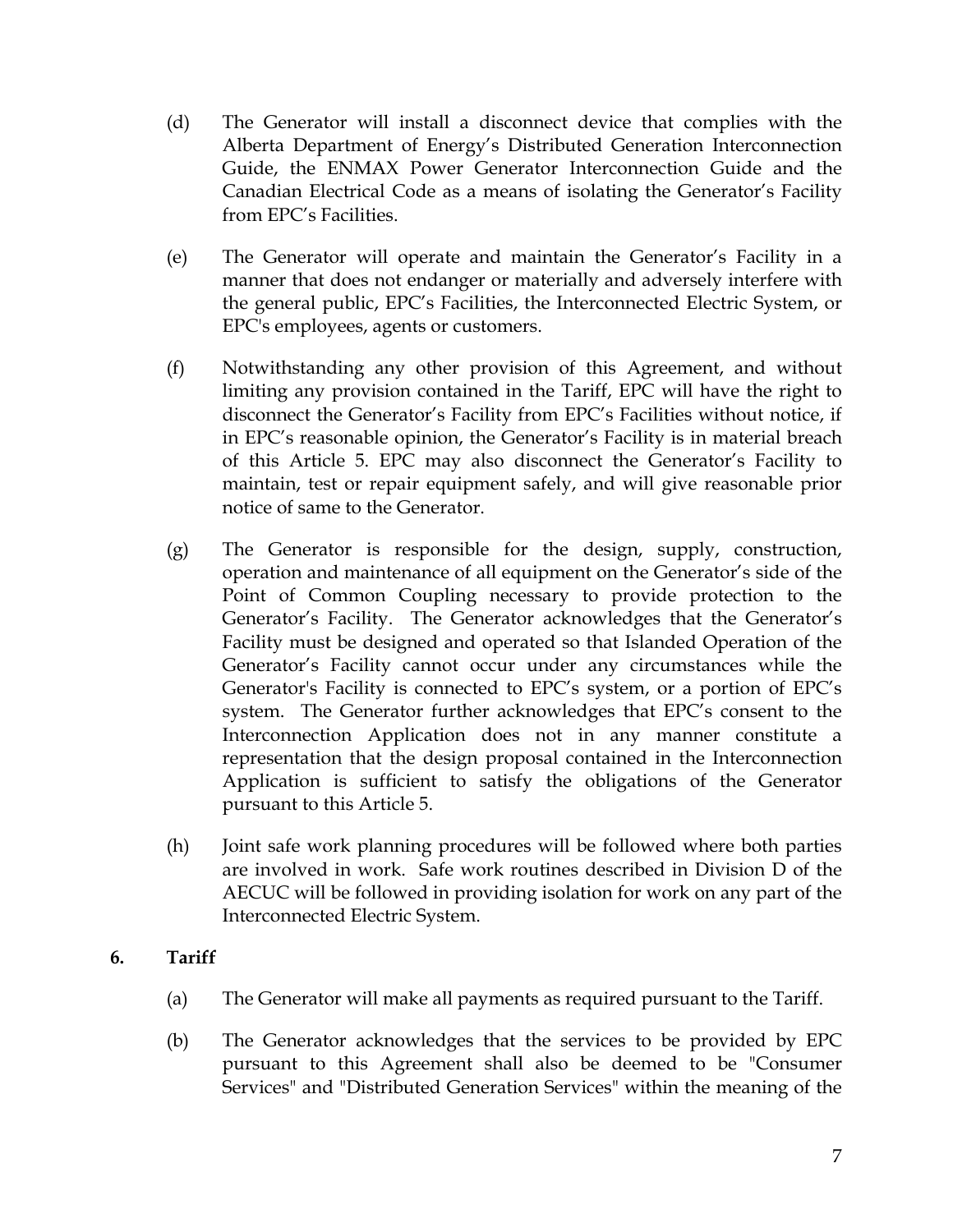(d) The Generator will install a disconnect device that complies with the Alberta Department of Energy's Distributed Generation Interconnection Guide, the ENMAX Power Generator Interconnection Guide and the Canadian Electrical Code as a means of isolating the Generator's Facility from EPC's Facilities.

(e) The Generator will operate and maintain the Generator's Facility in a manner that does not endanger or materially and adversely interfere with the general public, EPC's Facilities, the Interconnected Electric System, or EPC's employees, agents or customers.

(f) Notwithstanding any other provision of this Agreement, and without limiting any provision contained in the Tariff, EPC will have the right to disconnect the Generator's Facility from EPC's Facilities without notice, if in EPC's reasonable opinion, the Generator's Facility is in material breach of this Article 5. EPC may also disconnect the Generator's Facility to maintain, test or repair equipment safely, and will give reasonable prior notice of same to the Generator.

(g) The Generator is responsible for the design, supply, construction, operation and maintenance of all equipment on the Generator's side of the Point of Common Coupling necessary to provide protection to the Generator's Facility. The Generator acknowledges that the Generator's Facility must be designed and operated so that Islanded Operation of the Generator's Facility cannot occur under any circumstances while the Generator's Facility is connected to EPC's system, or a portion of EPC's system. The Generator further acknowledges that EPC's consent to the Interconnection Application does not in any manner constitute a representation that the design proposal contained in the Interconnection Application is sufficient to satisfy the obligations of the Generator pursuant to this Article 5.

(h) Joint safe work planning procedures will be followed where both parties are involved in work. Safe work routines described in Division D of the AECUC will be followed in providing isolation for work on any part of the Interconnected Electric System.

**6. Tariff**

(a) The Generator will make all payments as required pursuant to the Tariff.

(b) The Generator acknowledges that the services to be provided by EPC pursuant to this Agreement shall also be deemed to be "Consumer Services" and "Distributed Generation Services" within the meaning of the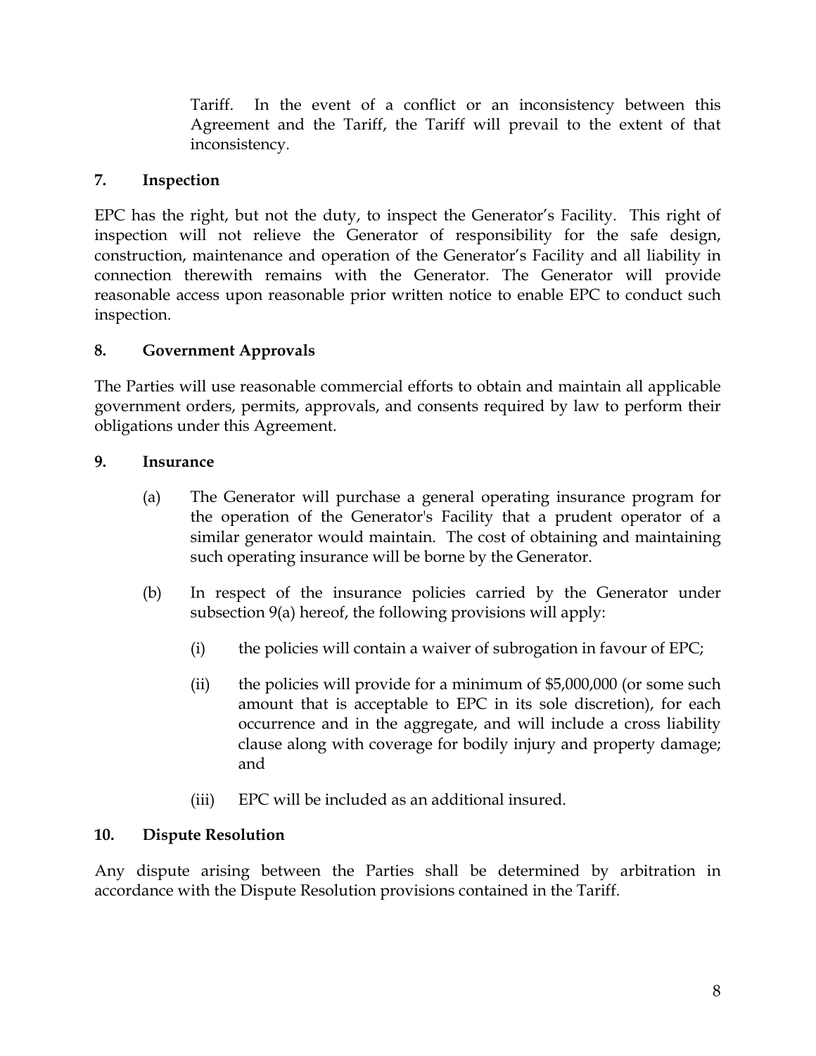Tariff. In the event of a conflict or an inconsistency between this Agreement and the Tariff, the Tariff will prevail to the extent of that inconsistency.

## 7. Inspection

EPC has the right, but not the duty, to inspect the Generator's Facility. This right of inspection will not relieve the Generator of responsibility for the safe design, construction, maintenance and operation of the Generator's Facility and all liability in connection therewith remains with the Generator. The Generator will provide reasonable access upon reasonable prior written notice to enable EPC to conduct such inspection.

## 8. Government Approvals

The Parties will use reasonable commercial efforts to obtain and maintain all applicable government orders, permits, approvals, and consents required by law to perform their obligations under this Agreement.

## 9. Insurance

(a) The Generator will purchase a general operating insurance program for the operation of the Generator's Facility that a prudent operator of a similar generator would maintain. The cost of obtaining and maintaining such operating insurance will be borne by the Generator.

(b) In respect of the insurance policies carried by the Generator under subsection 9(a) hereof, the following provisions will apply:

(i) the policies will contain a waiver of subrogation in favour of EPC;

(ii) the policies will provide for a minimum of $5,000,000 (or some such amount that is acceptable to EPC in its sole discretion), for each occurrence and in the aggregate, and will include a cross liability clause along with coverage for bodily injury and property damage; and

(iii) EPC will be included as an additional insured.

## 10. Dispute Resolution

Any dispute arising between the Parties shall be determined by arbitration in accordance with the Dispute Resolution provisions contained in the Tariff.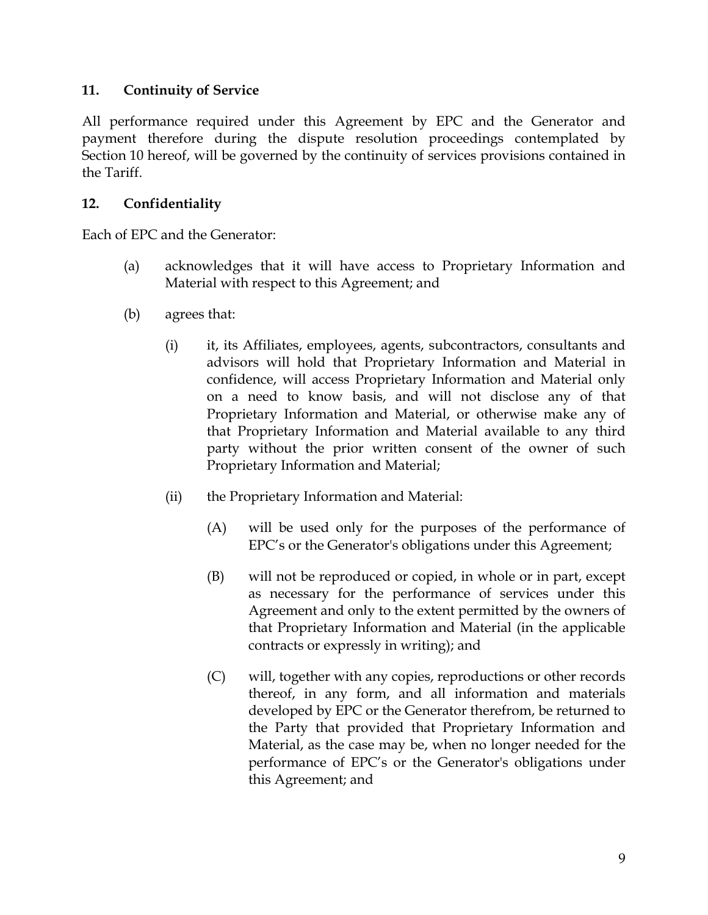## 11. Continuity of Service

All performance required under this Agreement by EPC and the Generator and payment therefore during the dispute resolution proceedings contemplated by Section 10 hereof, will be governed by the continuity of services provisions contained in the Tariff.

## 12. Confidentiality

Each of EPC and the Generator:

(a) acknowledges that it will have access to Proprietary Information and Material with respect to this Agreement; and

(b) agrees that:

  (i) it, its Affiliates, employees, agents, subcontractors, consultants and advisors will hold that Proprietary Information and Material in confidence, will access Proprietary Information and Material only on a need to know basis, and will not disclose any of that Proprietary Information and Material, or otherwise make any of that Proprietary Information and Material available to any third party without the prior written consent of the owner of such Proprietary Information and Material;

  (ii) the Proprietary Information and Material:

    (A) will be used only for the purposes of the performance of EPC's or the Generator's obligations under this Agreement;

    (B) will not be reproduced or copied, in whole or in part, except as necessary for the performance of services under this Agreement and only to the extent permitted by the owners of that Proprietary Information and Material (in the applicable contracts or expressly in writing); and

    (C) will, together with any copies, reproductions or other records thereof, in any form, and all information and materials developed by EPC or the Generator therefrom, be returned to the Party that provided that Proprietary Information and Material, as the case may be, when no longer needed for the performance of EPC's or the Generator's obligations under this Agreement; and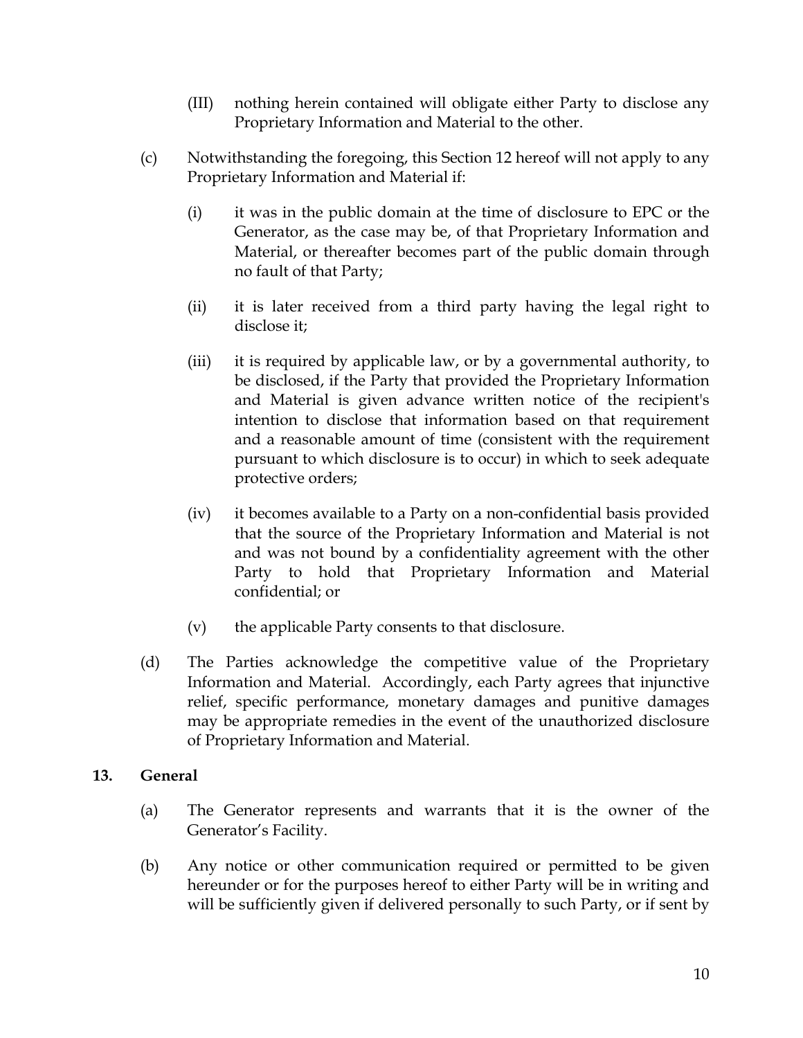(III) nothing herein contained will obligate either Party to disclose any Proprietary Information and Material to the other.

(c) Notwithstanding the foregoing, this Section 12 hereof will not apply to any Proprietary Information and Material if:

(i) it was in the public domain at the time of disclosure to EPC or the Generator, as the case may be, of that Proprietary Information and Material, or thereafter becomes part of the public domain through no fault of that Party;

(ii) it is later received from a third party having the legal right to disclose it;

(iii) it is required by applicable law, or by a governmental authority, to be disclosed, if the Party that provided the Proprietary Information and Material is given advance written notice of the recipient's intention to disclose that information based on that requirement and a reasonable amount of time (consistent with the requirement pursuant to which disclosure is to occur) in which to seek adequate protective orders;

(iv) it becomes available to a Party on a non-confidential basis provided that the source of the Proprietary Information and Material is not and was not bound by a confidentiality agreement with the other Party to hold that Proprietary Information and Material confidential; or

(v) the applicable Party consents to that disclosure.

(d) The Parties acknowledge the competitive value of the Proprietary Information and Material. Accordingly, each Party agrees that injunctive relief, specific performance, monetary damages and punitive damages may be appropriate remedies in the event of the unauthorized disclosure of Proprietary Information and Material.

**13. General**

(a) The Generator represents and warrants that it is the owner of the Generator's Facility.

(b) Any notice or other communication required or permitted to be given hereunder or for the purposes hereof to either Party will be in writing and will be sufficiently given if delivered personally to such Party, or if sent by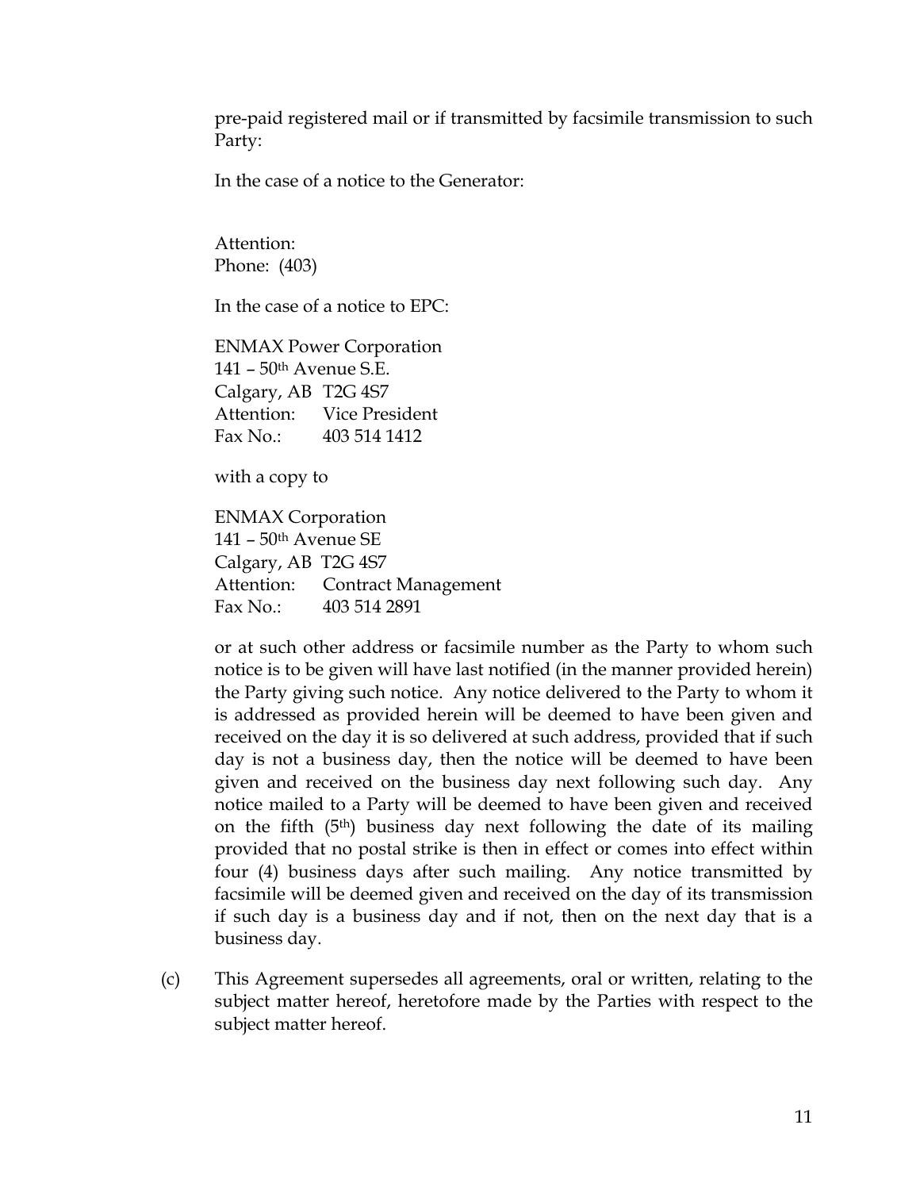pre-paid registered mail or if transmitted by facsimile transmission to such Party:

In the case of a notice to the Generator:

Attention:
Phone: (403)

In the case of a notice to EPC:

ENMAX Power Corporation
141 – 50th Avenue S.E.
Calgary, AB T2G 4S7
Attention: Vice President
Fax No.: 403 514 1412

with a copy to

ENMAX Corporation
141 – 50th Avenue SE
Calgary, AB T2G 4S7
Attention: Contract Management
Fax No.: 403 514 2891

or at such other address or facsimile number as the Party to whom such notice is to be given will have last notified (in the manner provided herein) the Party giving such notice. Any notice delivered to the Party to whom it is addressed as provided herein will be deemed to have been given and received on the day it is so delivered at such address, provided that if such day is not a business day, then the notice will be deemed to have been given and received on the business day next following such day. Any notice mailed to a Party will be deemed to have been given and received on the fifth (5th) business day next following the date of its mailing provided that no postal strike is then in effect or comes into effect within four (4) business days after such mailing. Any notice transmitted by facsimile will be deemed given and received on the day of its transmission if such day is a business day and if not, then on the next day that is a business day.

(c) This Agreement supersedes all agreements, oral or written, relating to the subject matter hereof, heretofore made by the Parties with respect to the subject matter hereof.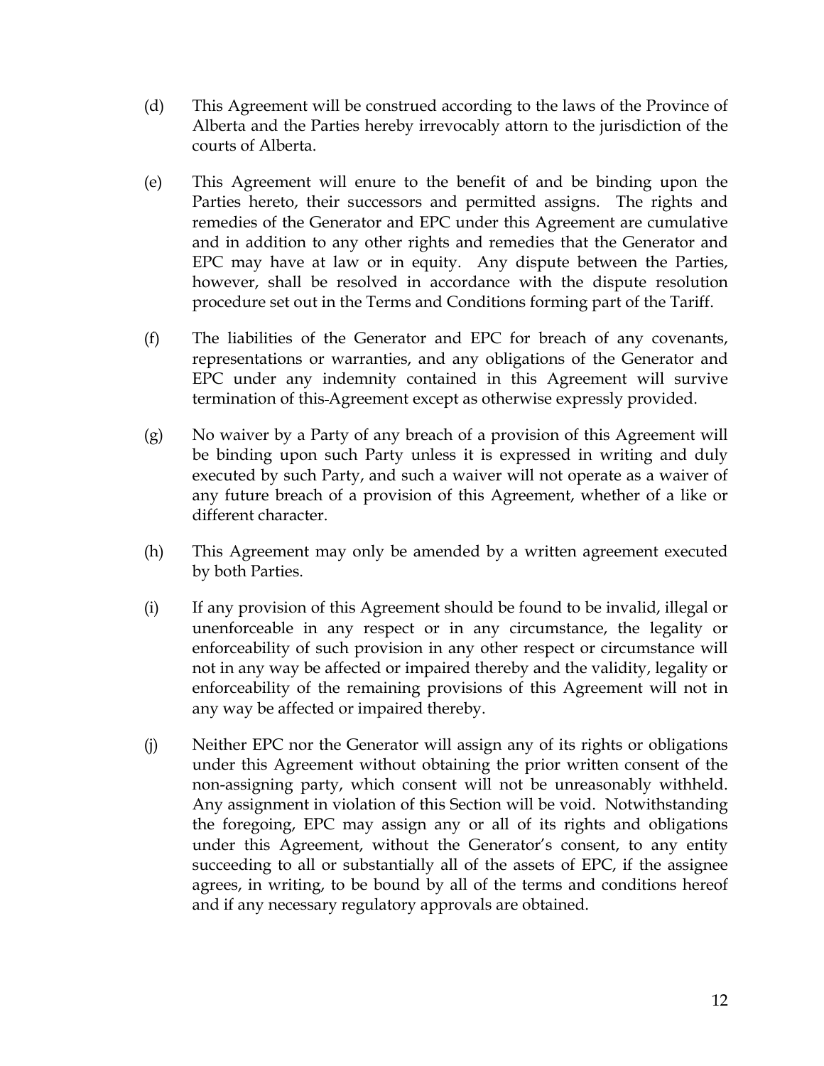(d) This Agreement will be construed according to the laws of the Province of Alberta and the Parties hereby irrevocably attorn to the jurisdiction of the courts of Alberta.

(e) This Agreement will enure to the benefit of and be binding upon the Parties hereto, their successors and permitted assigns. The rights and remedies of the Generator and EPC under this Agreement are cumulative and in addition to any other rights and remedies that the Generator and EPC may have at law or in equity. Any dispute between the Parties, however, shall be resolved in accordance with the dispute resolution procedure set out in the Terms and Conditions forming part of the Tariff.

(f) The liabilities of the Generator and EPC for breach of any covenants, representations or warranties, and any obligations of the Generator and EPC under any indemnity contained in this Agreement will survive termination of this Agreement except as otherwise expressly provided.

(g) No waiver by a Party of any breach of a provision of this Agreement will be binding upon such Party unless it is expressed in writing and duly executed by such Party, and such a waiver will not operate as a waiver of any future breach of a provision of this Agreement, whether of a like or different character.

(h) This Agreement may only be amended by a written agreement executed by both Parties.

(i) If any provision of this Agreement should be found to be invalid, illegal or unenforceable in any respect or in any circumstance, the legality or enforceability of such provision in any other respect or circumstance will not in any way be affected or impaired thereby and the validity, legality or enforceability of the remaining provisions of this Agreement will not in any way be affected or impaired thereby.

(j) Neither EPC nor the Generator will assign any of its rights or obligations under this Agreement without obtaining the prior written consent of the non-assigning party, which consent will not be unreasonably withheld. Any assignment in violation of this Section will be void. Notwithstanding the foregoing, EPC may assign any or all of its rights and obligations under this Agreement, without the Generator's consent, to any entity succeeding to all or substantially all of the assets of EPC, if the assignee agrees, in writing, to be bound by all of the terms and conditions hereof and if any necessary regulatory approvals are obtained.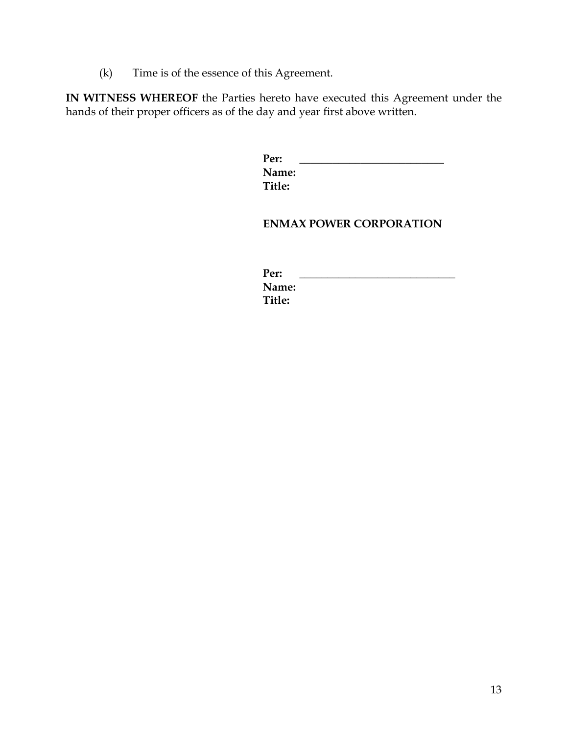(k) Time is of the essence of this Agreement.

**IN WITNESS WHEREOF** the Parties hereto have executed this Agreement under the hands of their proper officers as of the day and year first above written.

**Per:** ___________________________
**Name:**
**Title:**

**ENMAX POWER CORPORATION**

**Per:** _____________________________
**Name:**
**Title:**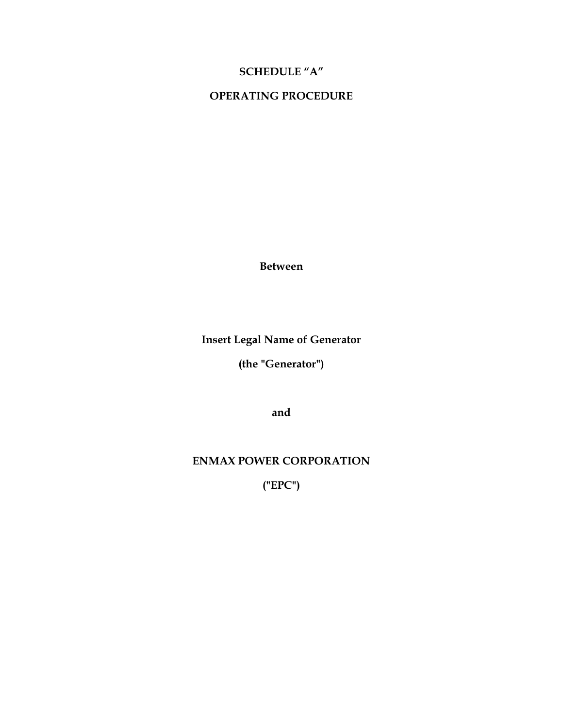# SCHEDULE "A"

# OPERATING PROCEDURE

**Between**

**Insert Legal Name of Generator**

**(the "Generator")**

**and**

**ENMAX POWER CORPORATION**

**("EPC")**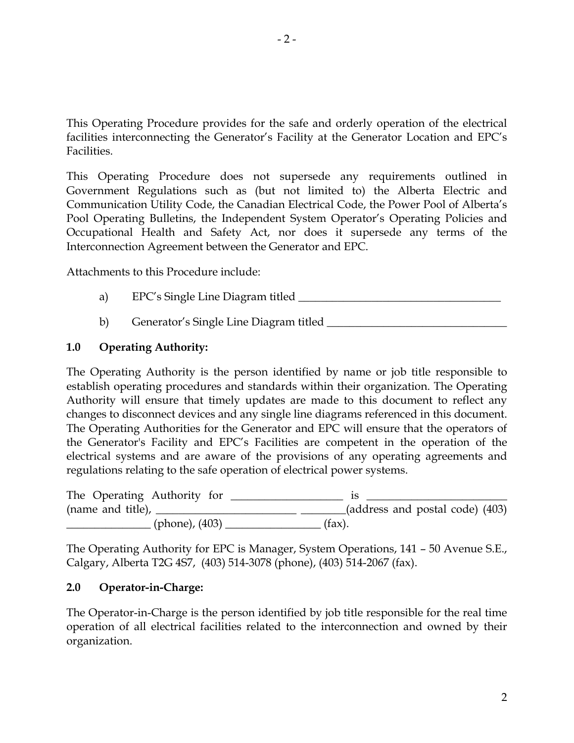This Operating Procedure provides for the safe and orderly operation of the electrical facilities interconnecting the Generator's Facility at the Generator Location and EPC's Facilities.

This Operating Procedure does not supersede any requirements outlined in Government Regulations such as (but not limited to) the Alberta Electric and Communication Utility Code, the Canadian Electrical Code, the Power Pool of Alberta's Pool Operating Bulletins, the Independent System Operator's Operating Policies and Occupational Health and Safety Act, nor does it supersede any terms of the Interconnection Agreement between the Generator and EPC.

Attachments to this Procedure include:

a) EPC's Single Line Diagram titled ____________________________________

b) Generator's Single Line Diagram titled ________________________________

### 1.0 Operating Authority:

The Operating Authority is the person identified by name or job title responsible to establish operating procedures and standards within their organization. The Operating Authority will ensure that timely updates are made to this document to reflect any changes to disconnect devices and any single line diagrams referenced in this document. The Operating Authorities for the Generator and EPC will ensure that the operators of the Generator's Facility and EPC's Facilities are competent in the operation of the electrical systems and are aware of the provisions of any operating agreements and regulations relating to the safe operation of electrical power systems.

The Operating Authority for ___________________ is ________________________ (name and title), _________________________ ________(address and postal code) (403) _______________ (phone), (403) _________________ (fax).

The Operating Authority for EPC is Manager, System Operations, 141 – 50 Avenue S.E., Calgary, Alberta T2G 4S7, (403) 514-3078 (phone), (403) 514-2067 (fax).

### 2.0 Operator-in-Charge:

The Operator-in-Charge is the person identified by job title responsible for the real time operation of all electrical facilities related to the interconnection and owned by their organization.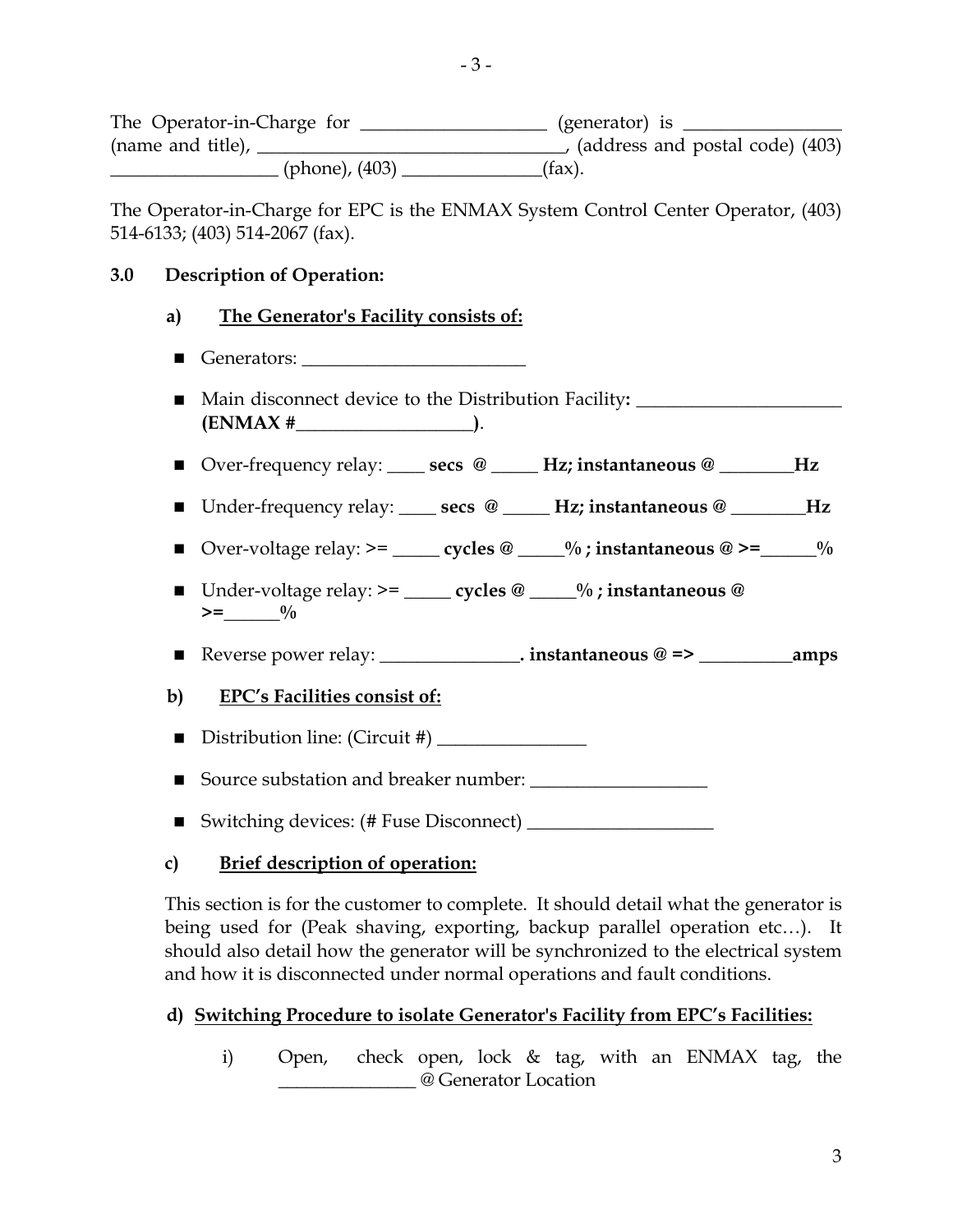The Operator-in-Charge for ____________________ (generator) is ________________ (name and title), _________________________________, (address and postal code) (403) __________________ (phone), (403) _______________(fax).

The Operator-in-Charge for EPC is the ENMAX System Control Center Operator, (403) 514-6133; (403) 514-2067 (fax).

### 3.0 Description of Operation:

#### a) <u>The Generator's Facility consists of:</u>

- Generators: ________________________
- Main disconnect device to the Distribution Facility**:** ______________________ **(ENMAX #___________________)**.
- Over-frequency relay: ____ **secs @** _____ **Hz; instantaneous @** ________**Hz**
- Under-frequency relay: ____ **secs @** _____ **Hz; instantaneous @** ________**Hz**
- Over-voltage relay: >= _____ **cycles @** _____**% ; instantaneous @ >=**______**%**
- Under-voltage relay: >= _____ **cycles @** _____**% ; instantaneous @ >=**______**%**
- Reverse power relay: _______________**. instantaneous @ =>** __________**amps**

#### b) <u>EPC's Facilities consist of:</u>

- Distribution line: (Circuit #) ________________
- Source substation and breaker number: ___________________
- Switching devices: (# Fuse Disconnect) ____________________

#### c) <u>Brief description of operation:</u>

This section is for the customer to complete. It should detail what the generator is being used for (Peak shaving, exporting, backup parallel operation etc…). It should also detail how the generator will be synchronized to the electrical system and how it is disconnected under normal operations and fault conditions.

#### d) <u>Switching Procedure to isolate Generator's Facility from EPC's Facilities:</u>

i) Open, check open, lock & tag, with an ENMAX tag, the _______________ @ Generator Location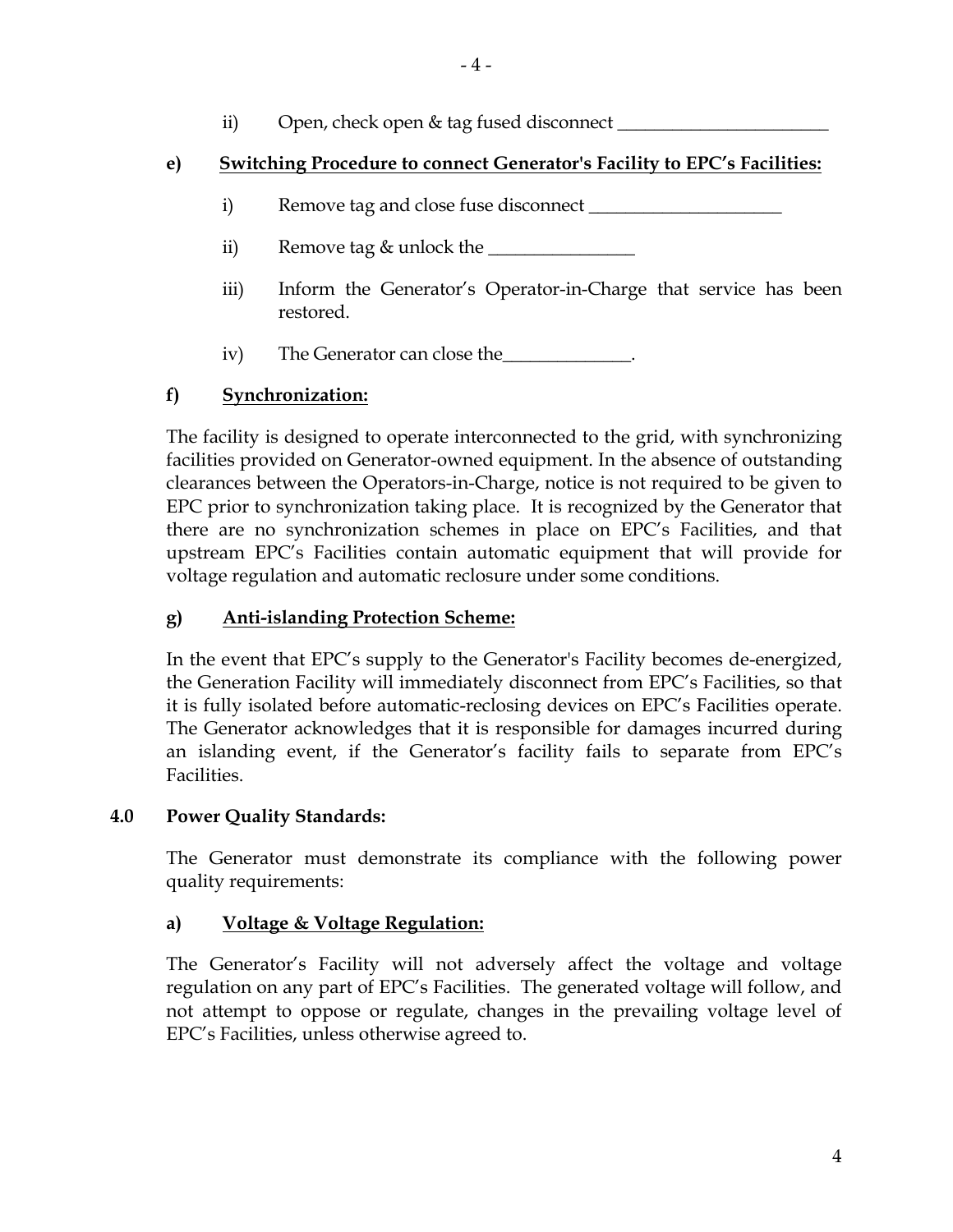ii) Open, check open & tag fused disconnect _______________________

**e) Switching Procedure to connect Generator's Facility to EPC's Facilities:**

i) Remove tag and close fuse disconnect _____________________

ii) Remove tag & unlock the ________________

iii) Inform the Generator's Operator-in-Charge that service has been restored.

iv) The Generator can close the______________.

**f) Synchronization:**

The facility is designed to operate interconnected to the grid, with synchronizing facilities provided on Generator-owned equipment. In the absence of outstanding clearances between the Operators-in-Charge, notice is not required to be given to EPC prior to synchronization taking place. It is recognized by the Generator that there are no synchronization schemes in place on EPC's Facilities, and that upstream EPC's Facilities contain automatic equipment that will provide for voltage regulation and automatic reclosure under some conditions.

**g) Anti-islanding Protection Scheme:**

In the event that EPC's supply to the Generator's Facility becomes de-energized, the Generation Facility will immediately disconnect from EPC's Facilities, so that it is fully isolated before automatic-reclosing devices on EPC's Facilities operate. The Generator acknowledges that it is responsible for damages incurred during an islanding event, if the Generator's facility fails to separate from EPC's Facilities.

## 4.0 Power Quality Standards:

The Generator must demonstrate its compliance with the following power quality requirements:

**a) Voltage & Voltage Regulation:**

The Generator's Facility will not adversely affect the voltage and voltage regulation on any part of EPC's Facilities. The generated voltage will follow, and not attempt to oppose or regulate, changes in the prevailing voltage level of EPC's Facilities, unless otherwise agreed to.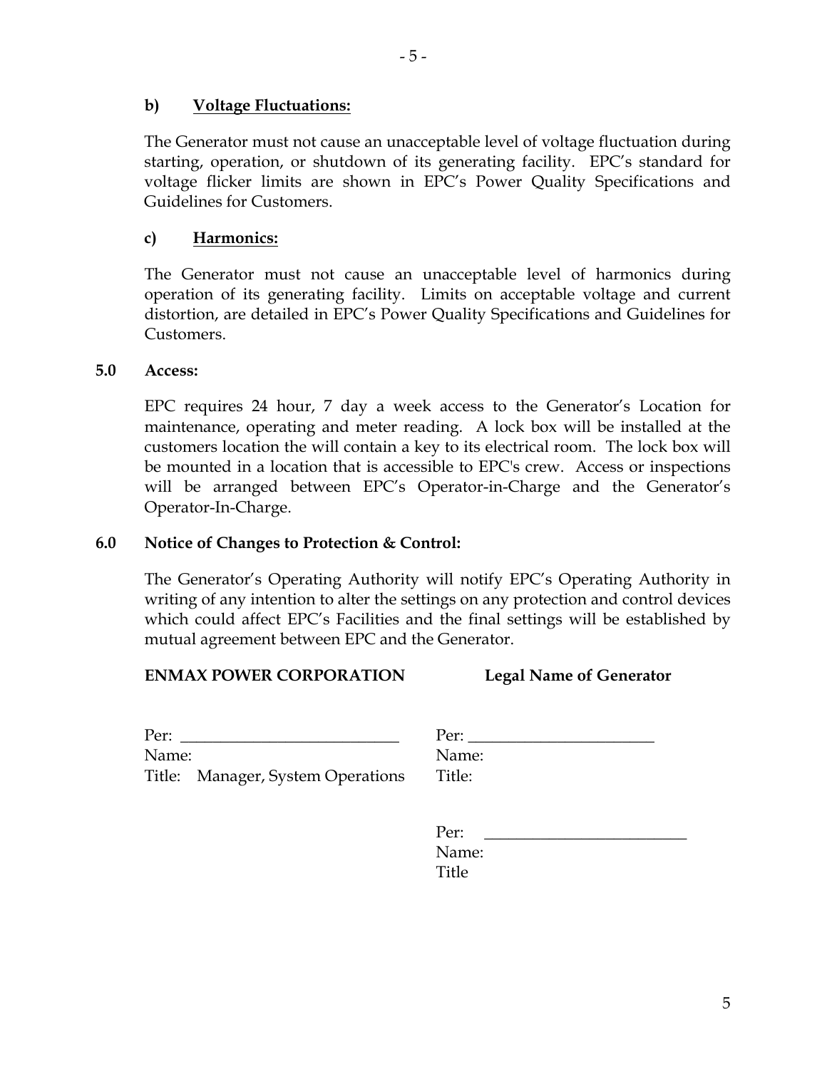**b) Voltage Fluctuations:**

The Generator must not cause an unacceptable level of voltage fluctuation during starting, operation, or shutdown of its generating facility. EPC's standard for voltage flicker limits are shown in EPC's Power Quality Specifications and Guidelines for Customers.

**c) Harmonics:**

The Generator must not cause an unacceptable level of harmonics during operation of its generating facility. Limits on acceptable voltage and current distortion, are detailed in EPC's Power Quality Specifications and Guidelines for Customers.

**5.0 Access:**

EPC requires 24 hour, 7 day a week access to the Generator's Location for maintenance, operating and meter reading. A lock box will be installed at the customers location the will contain a key to its electrical room. The lock box will be mounted in a location that is accessible to EPC's crew. Access or inspections will be arranged between EPC's Operator-in-Charge and the Generator's Operator-In-Charge.

**6.0 Notice of Changes to Protection & Control:**

The Generator's Operating Authority will notify EPC's Operating Authority in writing of any intention to alter the settings on any protection and control devices which could affect EPC's Facilities and the final settings will be established by mutual agreement between EPC and the Generator.

| **ENMAX POWER CORPORATION** | **Legal Name of Generator** |
|---|---|
| Per: ___________________________ | Per: _______________________ |
| Name: | Name: |
| Title: Manager, System Operations | Title: |
| | |
| | Per: _________________________ |
| | Name: |
| | Title |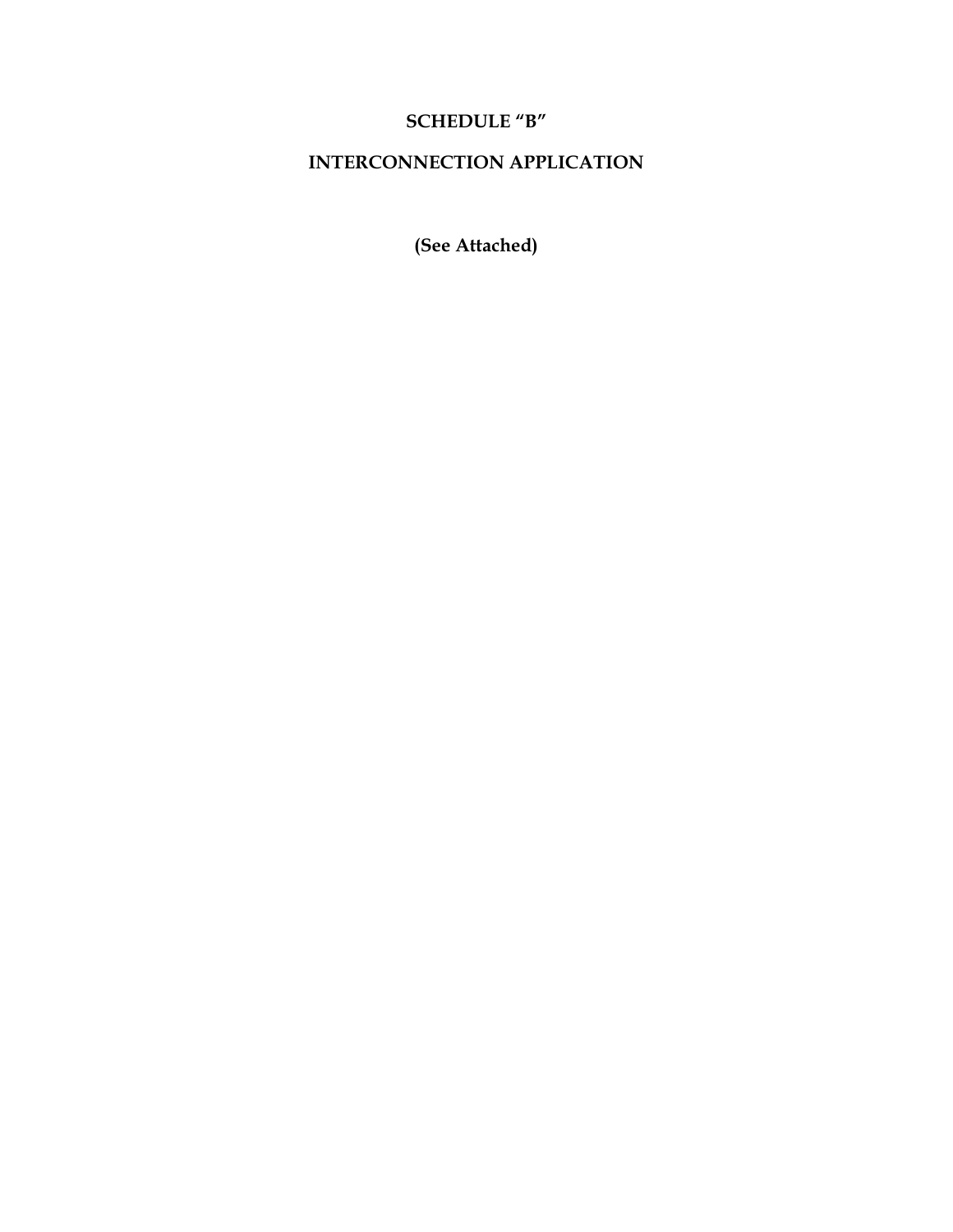# SCHEDULE "B"

# INTERCONNECTION APPLICATION

**(See Attached)**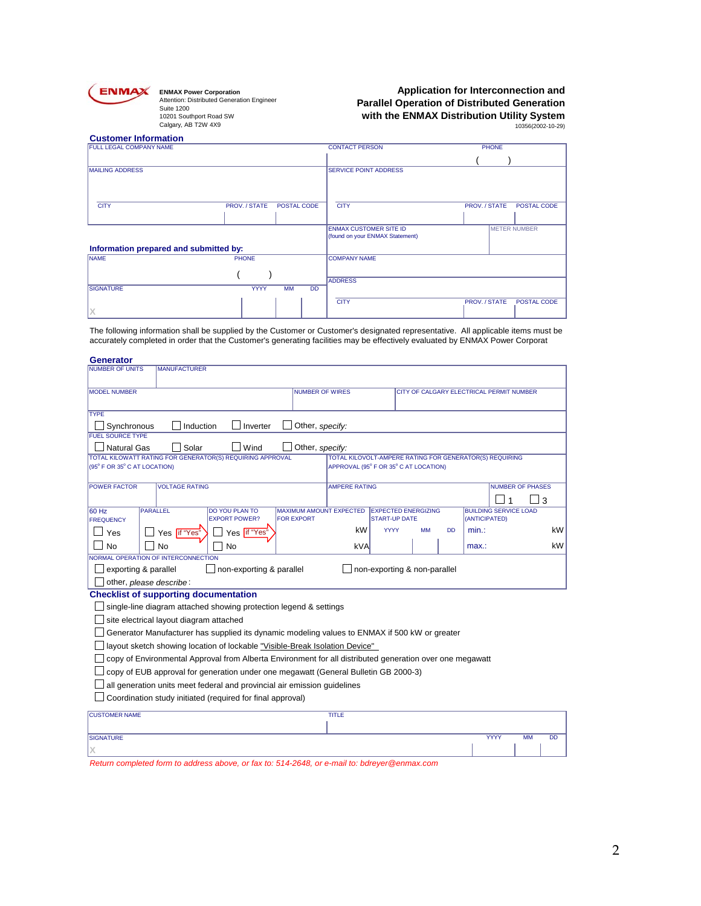**ENMAX Power Corporation**
Attention: Distributed Generation Engineer
Suite 1200
10201 Southport Road SW
Calgary, AB T2W 4X9

# Application for Interconnection and Parallel Operation of Distributed Generation with the ENMAX Distribution Utility System

10356(2002-10-29)

## Customer Information

| | | | | |
|---|---|---|---|---|
| FULL LEGAL COMPANY NAME | | | CONTACT PERSON | PHONE ( ) |
| MAILING ADDRESS | | | SERVICE POINT ADDRESS | |
| CITY | PROV. / STATE | POSTAL CODE | CITY | PROV. / STATE / POSTAL CODE |
| | | | ENMAX CUSTOMER SITE ID (found on your ENMAX Statement) | METER NUMBER |

### Information prepared and submitted by:

| | | | | | |
|---|---|---|---|---|---|
| NAME | PHONE ( ) | | | COMPANY NAME | |
| | | | | ADDRESS | |
| SIGNATURE X | YYYY | MM | DD | CITY | PROV. / STATE / POSTAL CODE |

The following information shall be supplied by the Customer or Customer's designated representative. All applicable items must be accurately completed in order that the Customer's generating facilities may be effectively evaluated by ENMAX Power Corporat

## Generator

| | | | |
|---|---|---|---|
| NUMBER OF UNITS | MANUFACTURER | | |
| MODEL NUMBER | NUMBER OF WIRES | CITY OF CALGARY ELECTRICAL PERMIT NUMBER | |

TYPE
☐ Synchronous ☐ Induction ☐ Inverter ☐ Other, *specify:*

FUEL SOURCE TYPE
☐ Natural Gas ☐ Solar ☐ Wind ☐ Other, *specify:*

| | |
|---|---|
| TOTAL KILOWATT RATING FOR GENERATOR(S) REQUIRING APPROVAL (95° F OR 35° C AT LOCATION) | TOTAL KILOVOLT-AMPERE RATING FOR GENERATOR(S) REQUIRING APPROVAL (95° F OR 35° C AT LOCATION) |

| | | | |
|---|---|---|---|
| POWER FACTOR | VOLTAGE RATING | AMPERE RATING | NUMBER OF PHASES ☐ 1 ☐ 3 |

| 60 Hz FREQUENCY | PARALLEL | DO YOU PLAN TO EXPORT POWER? | MAXIMUM AMOUNT EXPECTED FOR EXPORT | EXPECTED ENERGIZING START-UP DATE | BUILDING SERVICE LOAD (ANTICIPATED) |
|---|---|---|---|---|---|
| ☐ Yes | ☐ Yes if "Yes" | ☐ Yes if "Yes" | kW | YYYY MM DD | min.: kW |
| ☐ No | ☐ No | ☐ No | kVA | | max.: kW |

NORMAL OPERATION OF INTERCONNECTION
☐ exporting & parallel ☐ non-exporting & parallel ☐ non-exporting & non-parallel
☐ other, *please describe*:

## Checklist of supporting documentation

- ☐ single-line diagram attached showing protection legend & settings
- ☐ site electrical layout diagram attached
- ☐ Generator Manufacturer has supplied its dynamic modeling values to ENMAX if 500 kW or greater
- ☐ layout sketch showing location of lockable "Visible-Break Isolation Device"
- ☐ copy of Environmental Approval from Alberta Environment for all distributed generation over one megawatt
- ☐ copy of EUB approval for generation under one megawatt (General Bulletin GB 2000-3)
- ☐ all generation units meet federal and provincial air emission guidelines
- ☐ Coordination study initiated (required for final approval)

| | | | |
|---|---|---|---|
| CUSTOMER NAME | TITLE | | |
| SIGNATURE X | YYYY | MM | DD |

*Return completed form to address above, or fax to: 514-2648, or e-mail to: bdreyer@enmax.com*